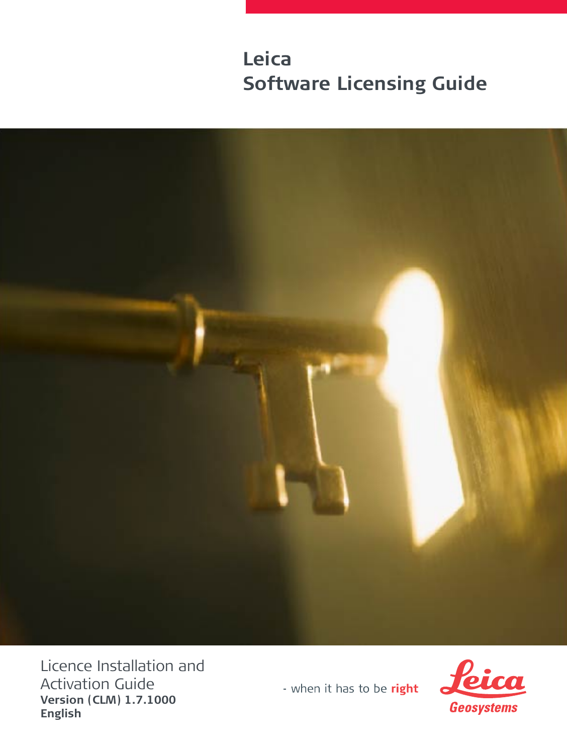# Leica
# Software Licensing Guide

Licence Installation and Activation Guide

**Version (CLM) 1.7.1000**

**English**

- when it has to be **right**

Leica Geosystems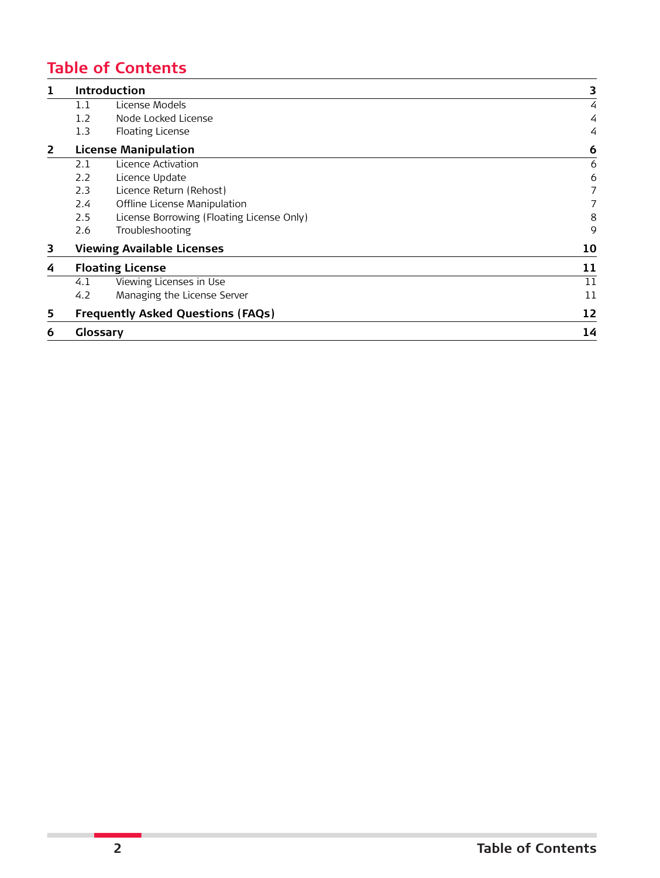# Table of Contents

| | | |
|---|---|---|
| **1** | **Introduction** | **3** |
| 1.1 | License Models | 4 |
| 1.2 | Node Locked License | 4 |
| 1.3 | Floating License | 4 |
| **2** | **License Manipulation** | **6** |
| 2.1 | Licence Activation | 6 |
| 2.2 | Licence Update | 6 |
| 2.3 | Licence Return (Rehost) | 7 |
| 2.4 | Offline License Manipulation | 7 |
| 2.5 | License Borrowing (Floating License Only) | 8 |
| 2.6 | Troubleshooting | 9 |
| **3** | **Viewing Available Licenses** | **10** |
| **4** | **Floating License** | **11** |
| 4.1 | Viewing Licenses in Use | 11 |
| 4.2 | Managing the License Server | 11 |
| **5** | **Frequently Asked Questions (FAQs)** | **12** |
| **6** | **Glossary** | **14** |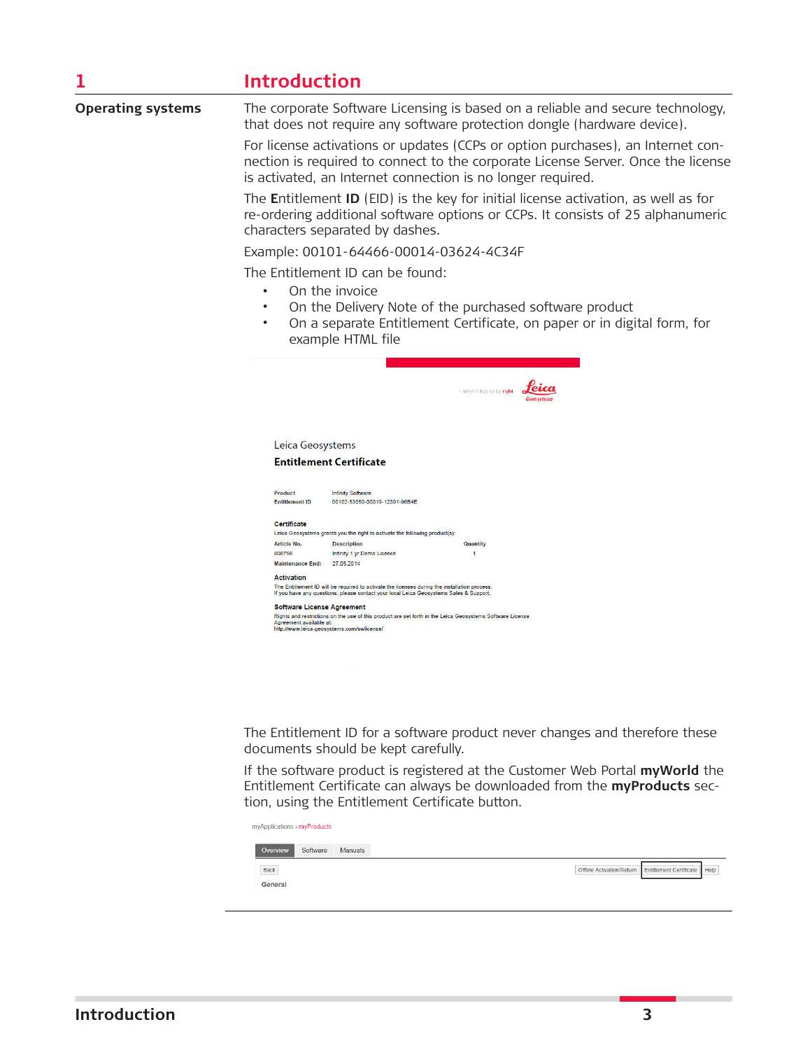# 1 Introduction

**Operating systems**

The corporate Software Licensing is based on a reliable and secure technology, that does not require any software protection dongle (hardware device).

For license activations or updates (CCPs or option purchases), an Internet connection is required to connect to the corporate License Server. Once the license is activated, an Internet connection is no longer required.

The **E**ntitlement **ID** (EID) is the key for initial license activation, as well as for re-ordering additional software options or CCPs. It consists of 25 alphanumeric characters separated by dashes.

Example: 00101-64466-00014-03624-4C34F

The Entitlement ID can be found:

- On the invoice
- On the Delivery Note of the purchased software product
- On a separate Entitlement Certificate, on paper or in digital form, for example HTML file

- when it has to be right Leica Geosystems

Leica Geosystems

**Entitlement Certificate**

| | |
|---|---|
| Product | Infinity Software |
| Entitlement ID | 00102-53059-00019-12391-96B4E |

**Certificate**

Leica Geosystems grants you the right to activate the following product(s):

| Article No. | Description | Quantity |
|---|---|---|
| 808758 | Infinity 1 yr Demo Licence | 1 |
| Maintenance End: | 27.05.2014 | |

**Activation**

The Entitlement ID will be required to activate the licenses during the installation process.
If you have any questions, please contact your local Leica Geosystems Sales & Support.

**Software License Agreement**

Rights and restrictions on the use of this product are set forth in the Leica Geosystems Software License Agreement available at:
http://www.leica-geosystems.com/swlicense/

The Entitlement ID for a software product never changes and therefore these documents should be kept carefully.

If the software product is registered at the Customer Web Portal **myWorld** the Entitlement Certificate can always be downloaded from the **myProducts** section, using the Entitlement Certificate button.

myApplications › myProducts

Overview | Software | Manuals

Back

Offline Activation/Return | Entitlement Certificate | Help

General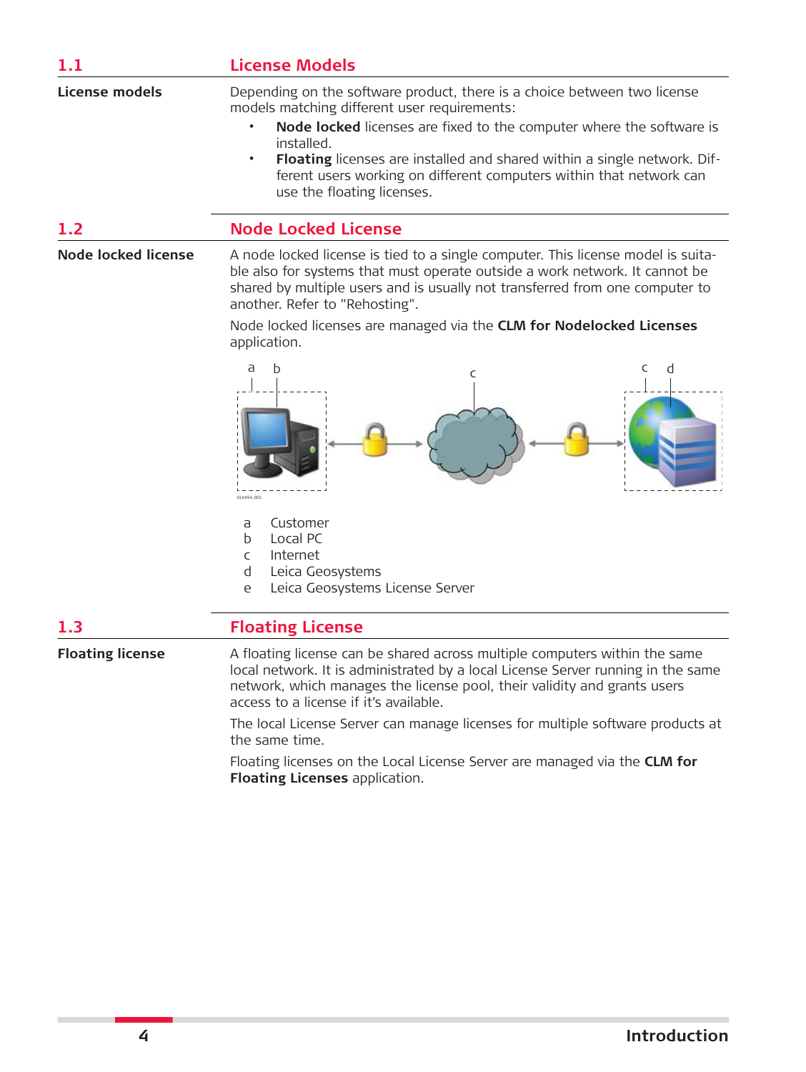## 1.1 License Models

**License models**

Depending on the software product, there is a choice between two license models matching different user requirements:

- **Node locked** licenses are fixed to the computer where the software is installed.
- **Floating** licenses are installed and shared within a single network. Different users working on different computers within that network can use the floating licenses.

## 1.2 Node Locked License

**Node locked license**

A node locked license is tied to a single computer. This license model is suitable also for systems that must operate outside a work network. It cannot be shared by multiple users and is usually not transferred from one computer to another. Refer to "Rehosting".

Node locked licenses are managed via the **CLM for Nodelocked Licenses** application.

a b c c d

016694_001

a Customer
b Local PC
c Internet
d Leica Geosystems
e Leica Geosystems License Server

## 1.3 Floating License

**Floating license**

A floating license can be shared across multiple computers within the same local network. It is administrated by a local License Server running in the same network, which manages the license pool, their validity and grants users access to a license if it's available.

The local License Server can manage licenses for multiple software products at the same time.

Floating licenses on the Local License Server are managed via the **CLM for Floating Licenses** application.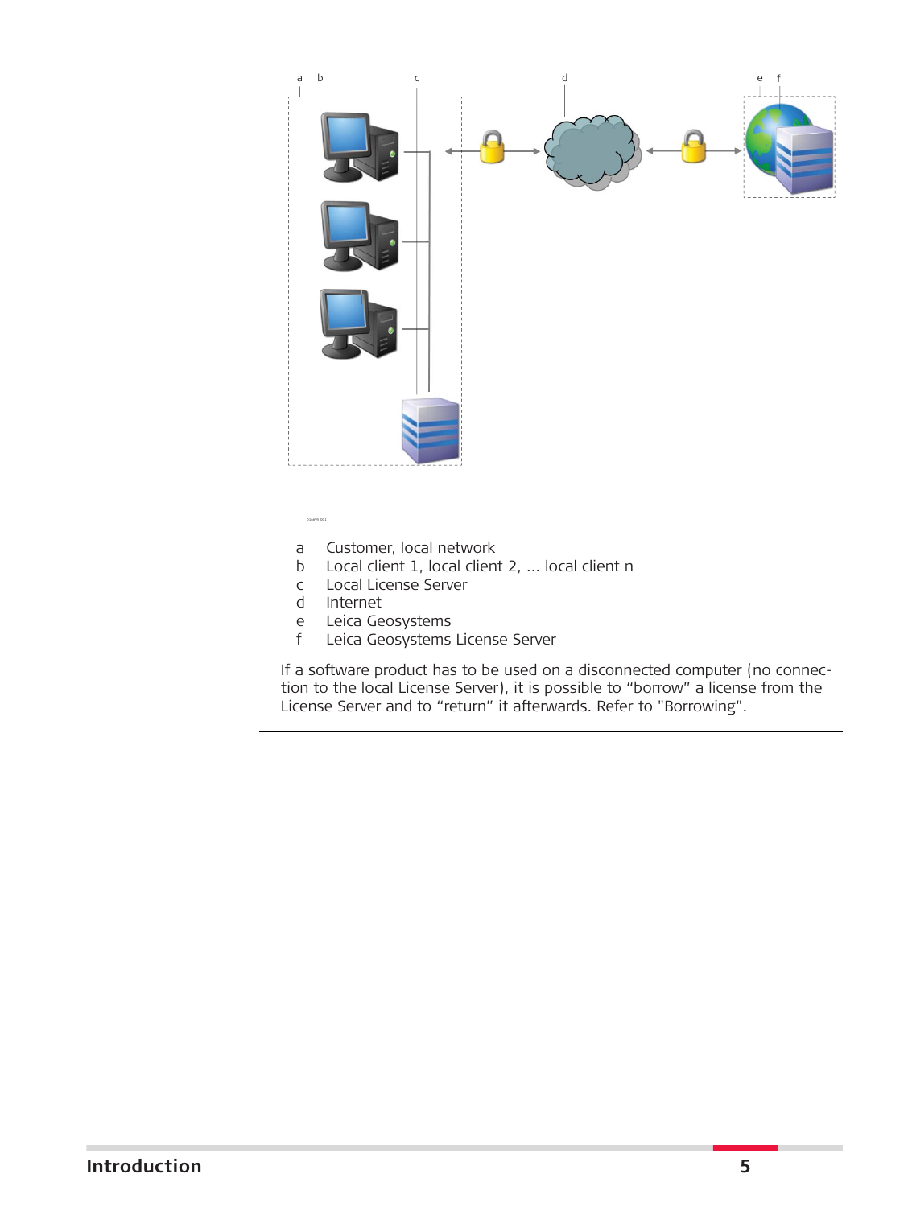a b c d e f

a Customer, local network
b Local client 1, local client 2, ... local client n
c Local License Server
d Internet
e Leica Geosystems
f Leica Geosystems License Server

If a software product has to be used on a disconnected computer (no connection to the local License Server), it is possible to “borrow” a license from the License Server and to “return” it afterwards. Refer to "Borrowing".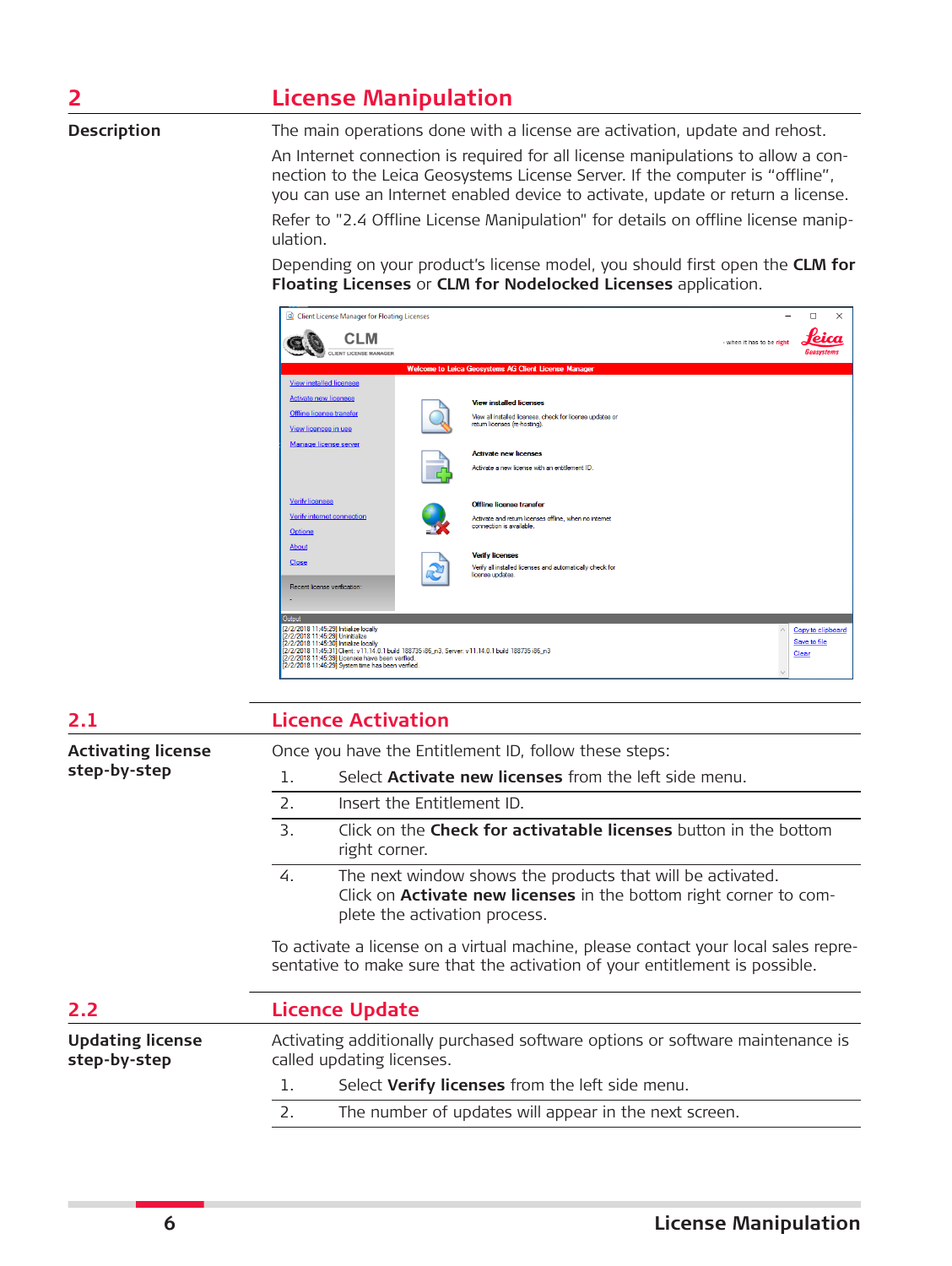# 2 License Manipulation

**Description**

The main operations done with a license are activation, update and rehost.

An Internet connection is required for all license manipulations to allow a connection to the Leica Geosystems License Server. If the computer is “offline”, you can use an Internet enabled device to activate, update or return a license.

Refer to "2.4 Offline License Manipulation" for details on offline license manipulation.

Depending on your product's license model, you should first open the **CLM for Floating Licenses** or **CLM for Nodelocked Licenses** application.

## 2.1 Licence Activation

**Activating license step-by-step**

Once you have the Entitlement ID, follow these steps:

1. Select **Activate new licenses** from the left side menu.
2. Insert the Entitlement ID.
3. Click on the **Check for activatable licenses** button in the bottom right corner.
4. The next window shows the products that will be activated. Click on **Activate new licenses** in the bottom right corner to complete the activation process.

To activate a license on a virtual machine, please contact your local sales representative to make sure that the activation of your entitlement is possible.

## 2.2 Licence Update

**Updating license step-by-step**

Activating additionally purchased software options or software maintenance is called updating licenses.

1. Select **Verify licenses** from the left side menu.
2. The number of updates will appear in the next screen.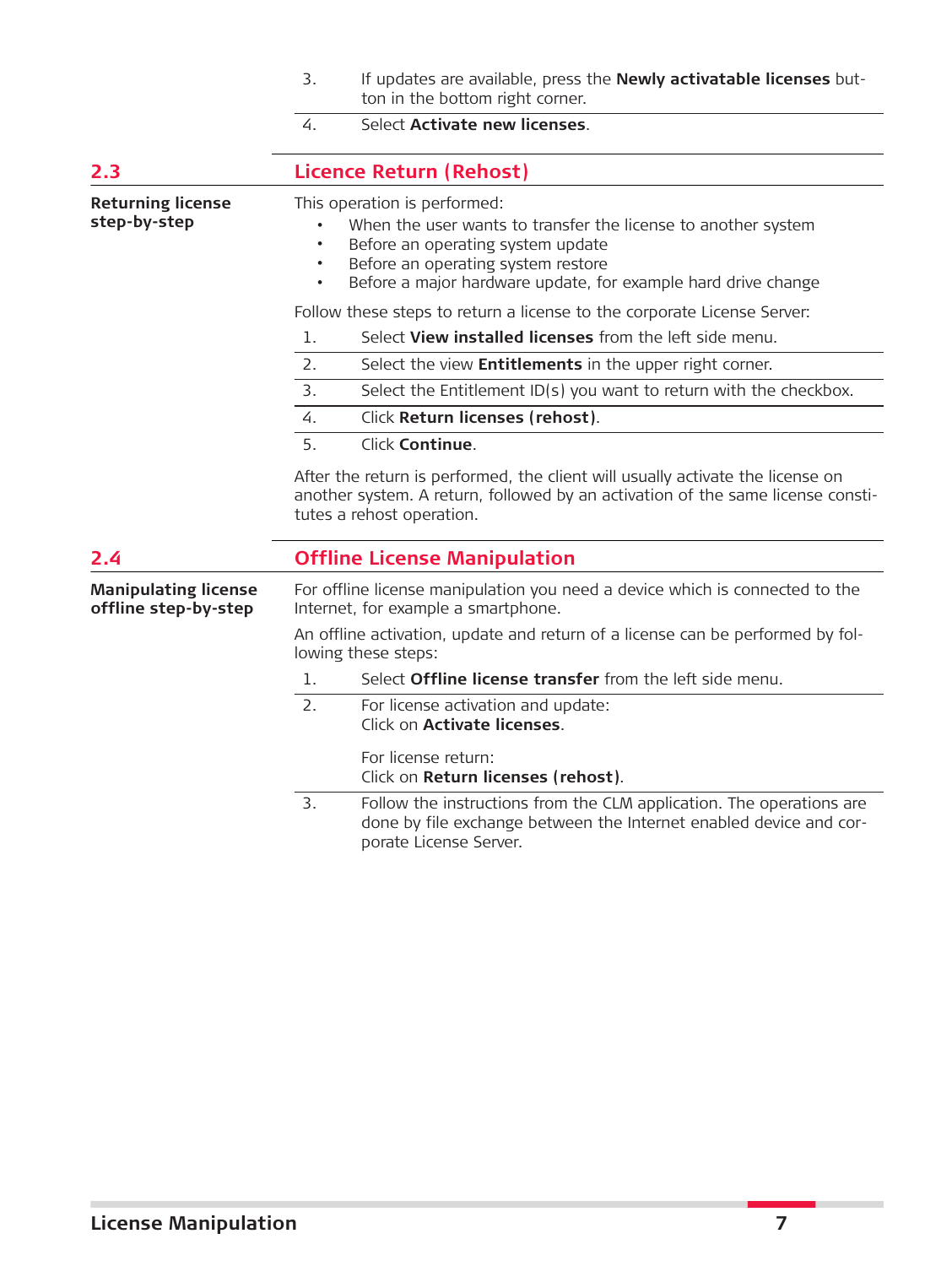3. If updates are available, press the **Newly activatable licenses** button in the bottom right corner.
4. Select **Activate new licenses**.

## 2.3 Licence Return (Rehost)

**Returning license step-by-step**

This operation is performed:

- When the user wants to transfer the license to another system
- Before an operating system update
- Before an operating system restore
- Before a major hardware update, for example hard drive change

Follow these steps to return a license to the corporate License Server:

1. Select **View installed licenses** from the left side menu.
2. Select the view **Entitlements** in the upper right corner.
3. Select the Entitlement ID(s) you want to return with the checkbox.
4. Click **Return licenses (rehost)**.
5. Click **Continue**.

After the return is performed, the client will usually activate the license on another system. A return, followed by an activation of the same license constitutes a rehost operation.

## 2.4 Offline License Manipulation

**Manipulating license offline step-by-step**

For offline license manipulation you need a device which is connected to the Internet, for example a smartphone.

An offline activation, update and return of a license can be performed by following these steps:

1. Select **Offline license transfer** from the left side menu.
2. For license activation and update:
   Click on **Activate licenses**.

   For license return:
   Click on **Return licenses (rehost)**.
3. Follow the instructions from the CLM application. The operations are done by file exchange between the Internet enabled device and corporate License Server.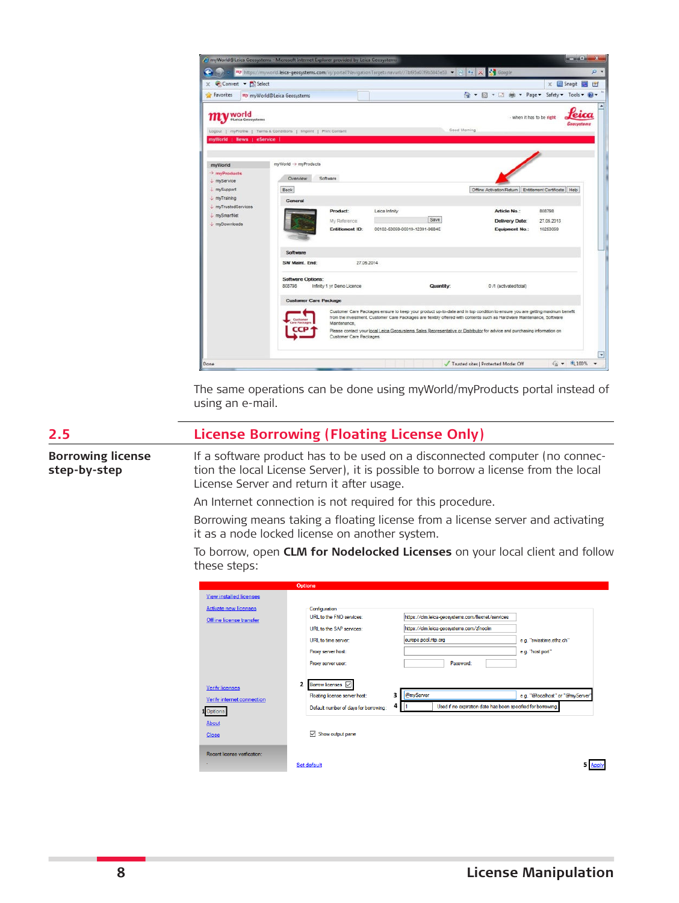The same operations can be done using myWorld/myProducts portal instead of using an e-mail.

## 2.5 License Borrowing (Floating License Only)

**Borrowing license step-by-step**

If a software product has to be used on a disconnected computer (no connection the local License Server), it is possible to borrow a license from the local License Server and return it after usage.

An Internet connection is not required for this procedure.

Borrowing means taking a floating license from a license server and activating it as a node locked license on another system.

To borrow, open **CLM for Nodelocked Licenses** on your local client and follow these steps: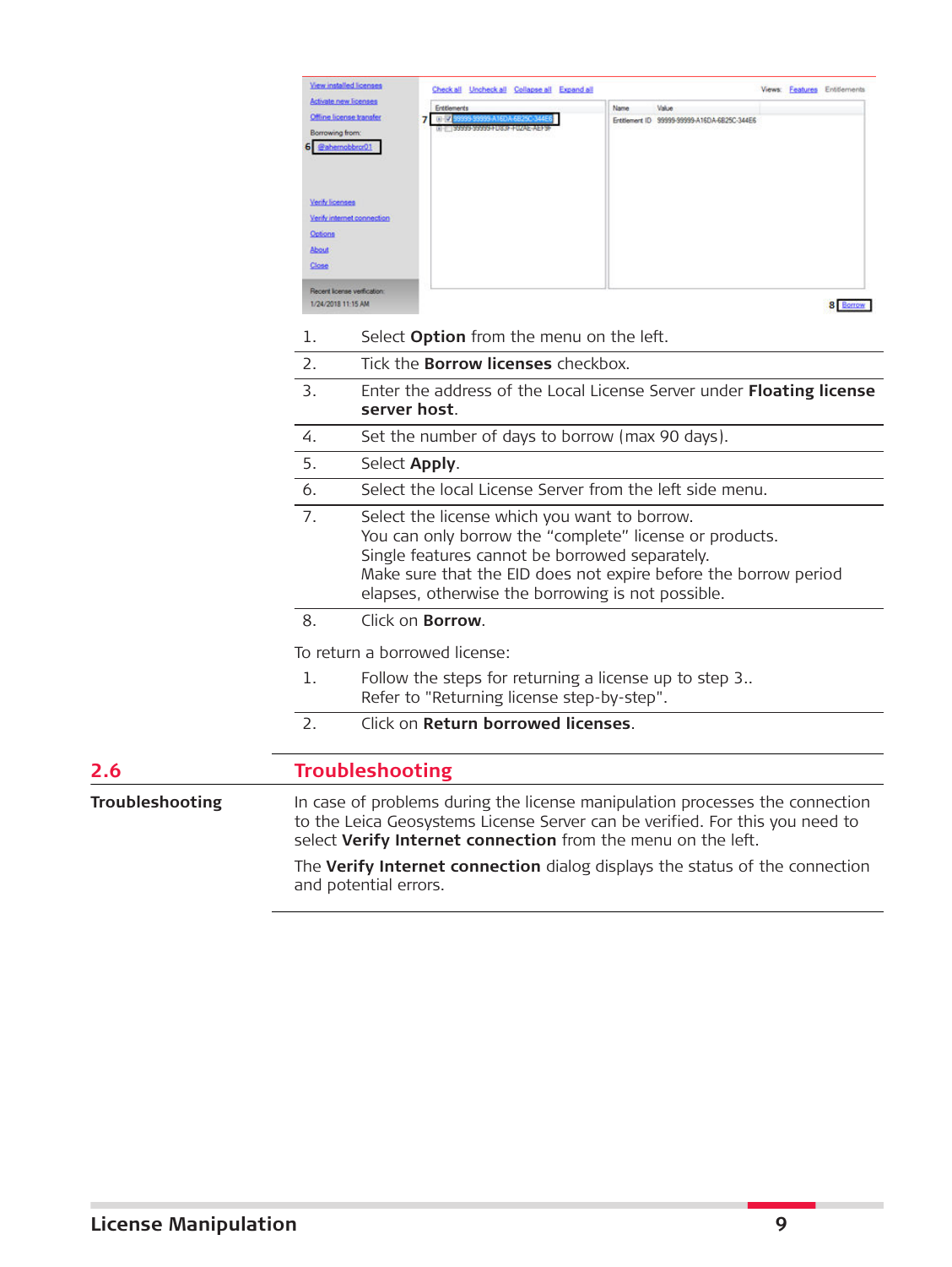| | |
|---|---|
| 1. | Select **Option** from the menu on the left. |
| 2. | Tick the **Borrow licenses** checkbox. |
| 3. | Enter the address of the Local License Server under **Floating license server host**. |
| 4. | Set the number of days to borrow (max 90 days). |
| 5. | Select **Apply**. |
| 6. | Select the local License Server from the left side menu. |
| 7. | Select the license which you want to borrow.<br>You can only borrow the "complete" license or products.<br>Single features cannot be borrowed separately.<br>Make sure that the EID does not expire before the borrow period elapses, otherwise the borrowing is not possible. |
| 8. | Click on **Borrow**. |

To return a borrowed license:

| | |
|---|---|
| 1. | Follow the steps for returning a license up to step 3..<br>Refer to "Returning license step-by-step". |
| 2. | Click on **Return borrowed licenses**. |

## 2.6 Troubleshooting

**Troubleshooting**

In case of problems during the license manipulation processes the connection to the Leica Geosystems License Server can be verified. For this you need to select **Verify Internet connection** from the menu on the left.

The **Verify Internet connection** dialog displays the status of the connection and potential errors.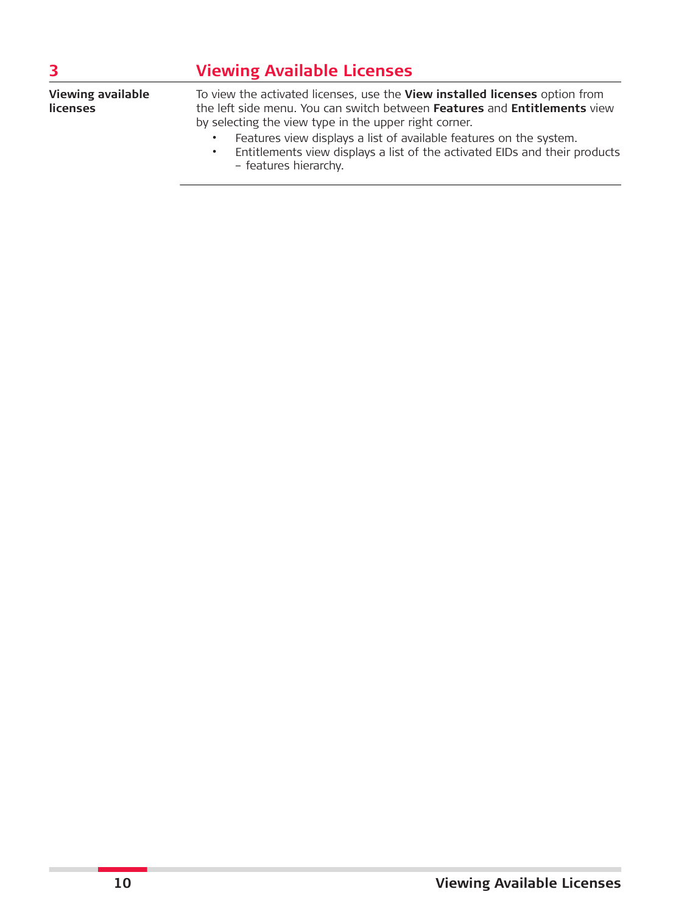# 3 Viewing Available Licenses

**Viewing available licenses**

To view the activated licenses, use the **View installed licenses** option from the left side menu. You can switch between **Features** and **Entitlements** view by selecting the view type in the upper right corner.

- Features view displays a list of available features on the system.
- Entitlements view displays a list of the activated EIDs and their products – features hierarchy.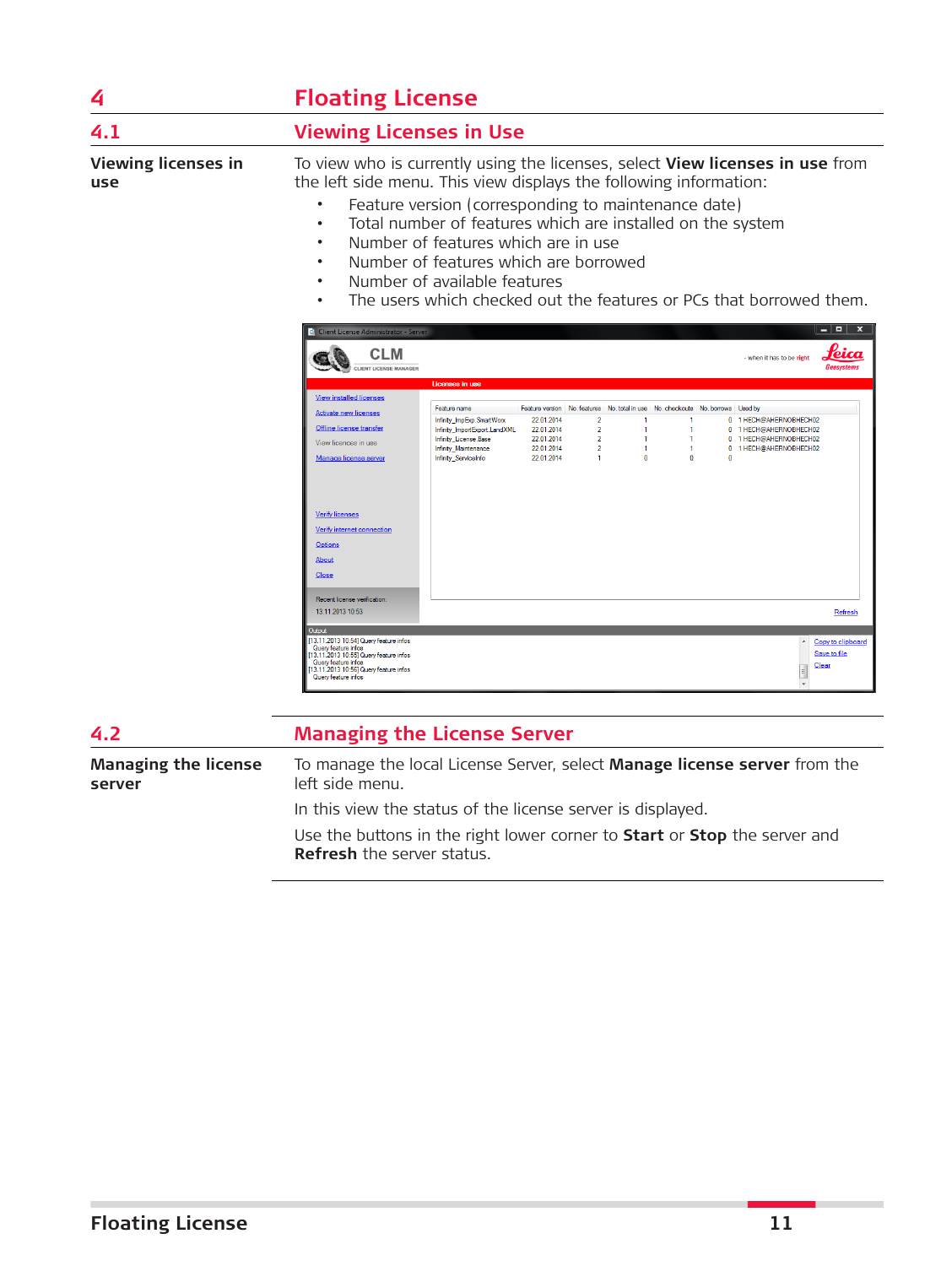# 4 Floating License

## 4.1 Viewing Licenses in Use

**Viewing licenses in use**

To view who is currently using the licenses, select **View licenses in use** from the left side menu. This view displays the following information:

- Feature version (corresponding to maintenance date)
- Total number of features which are installed on the system
- Number of features which are in use
- Number of features which are borrowed
- Number of available features
- The users which checked out the features or PCs that borrowed them.

## 4.2 Managing the License Server

**Managing the license server**

To manage the local License Server, select **Manage license server** from the left side menu.

In this view the status of the license server is displayed.

Use the buttons in the right lower corner to **Start** or **Stop** the server and **Refresh** the server status.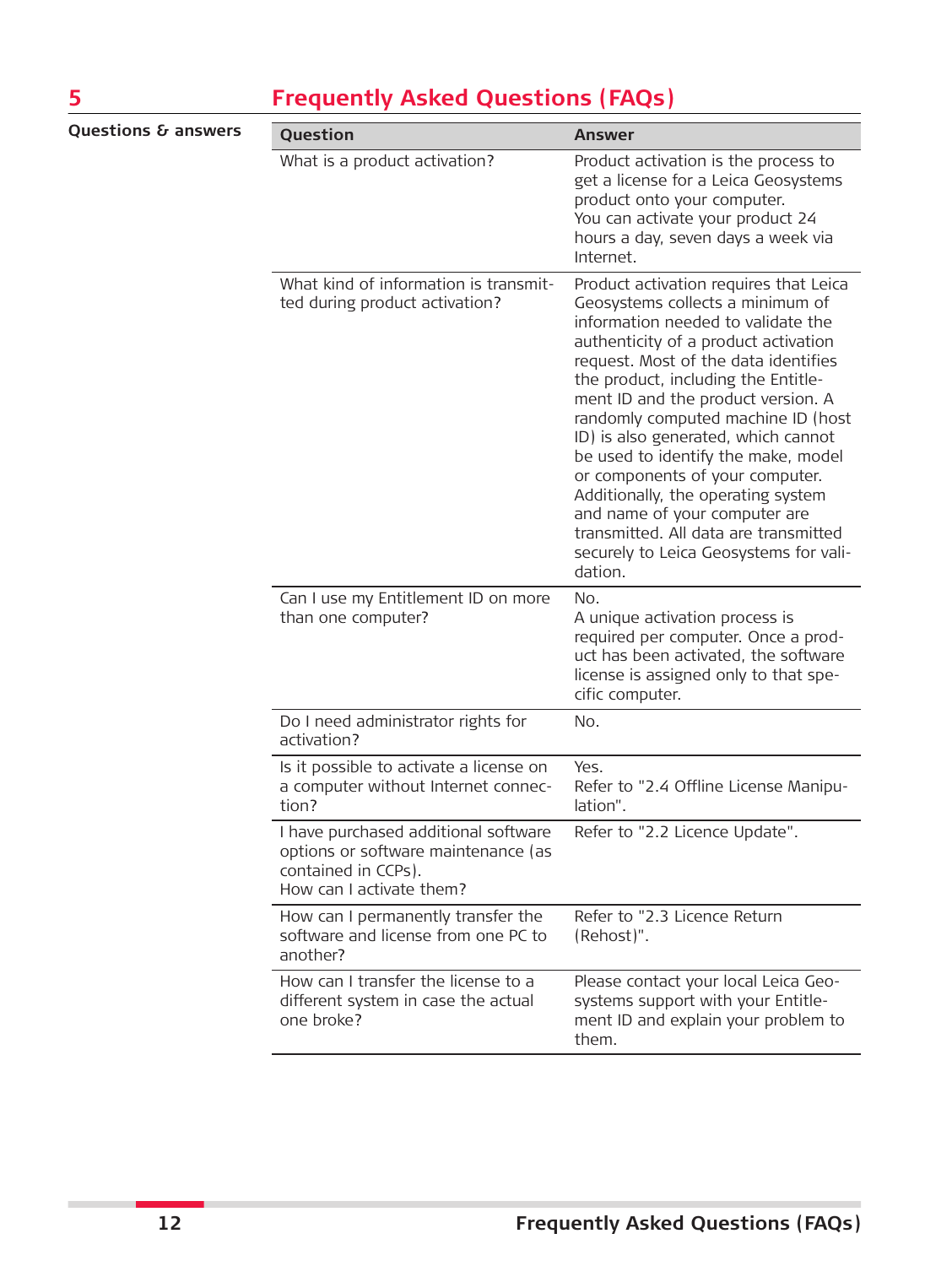# 5 Frequently Asked Questions (FAQs)

**Questions & answers**

| Question | Answer |
|---|---|
| What is a product activation? | Product activation is the process to get a license for a Leica Geosystems product onto your computer. You can activate your product 24 hours a day, seven days a week via Internet. |
| What kind of information is transmitted during product activation? | Product activation requires that Leica Geosystems collects a minimum of information needed to validate the authenticity of a product activation request. Most of the data identifies the product, including the Entitlement ID and the product version. A randomly computed machine ID (host ID) is also generated, which cannot be used to identify the make, model or components of your computer. Additionally, the operating system and name of your computer are transmitted. All data are transmitted securely to Leica Geosystems for validation. |
| Can I use my Entitlement ID on more than one computer? | No. A unique activation process is required per computer. Once a product has been activated, the software license is assigned only to that specific computer. |
| Do I need administrator rights for activation? | No. |
| Is it possible to activate a license on a computer without Internet connection? | Yes. Refer to "2.4 Offline License Manipulation". |
| I have purchased additional software options or software maintenance (as contained in CCPs). How can I activate them? | Refer to "2.2 Licence Update". |
| How can I permanently transfer the software and license from one PC to another? | Refer to "2.3 Licence Return (Rehost)". |
| How can I transfer the license to a different system in case the actual one broke? | Please contact your local Leica Geosystems support with your Entitlement ID and explain your problem to them. |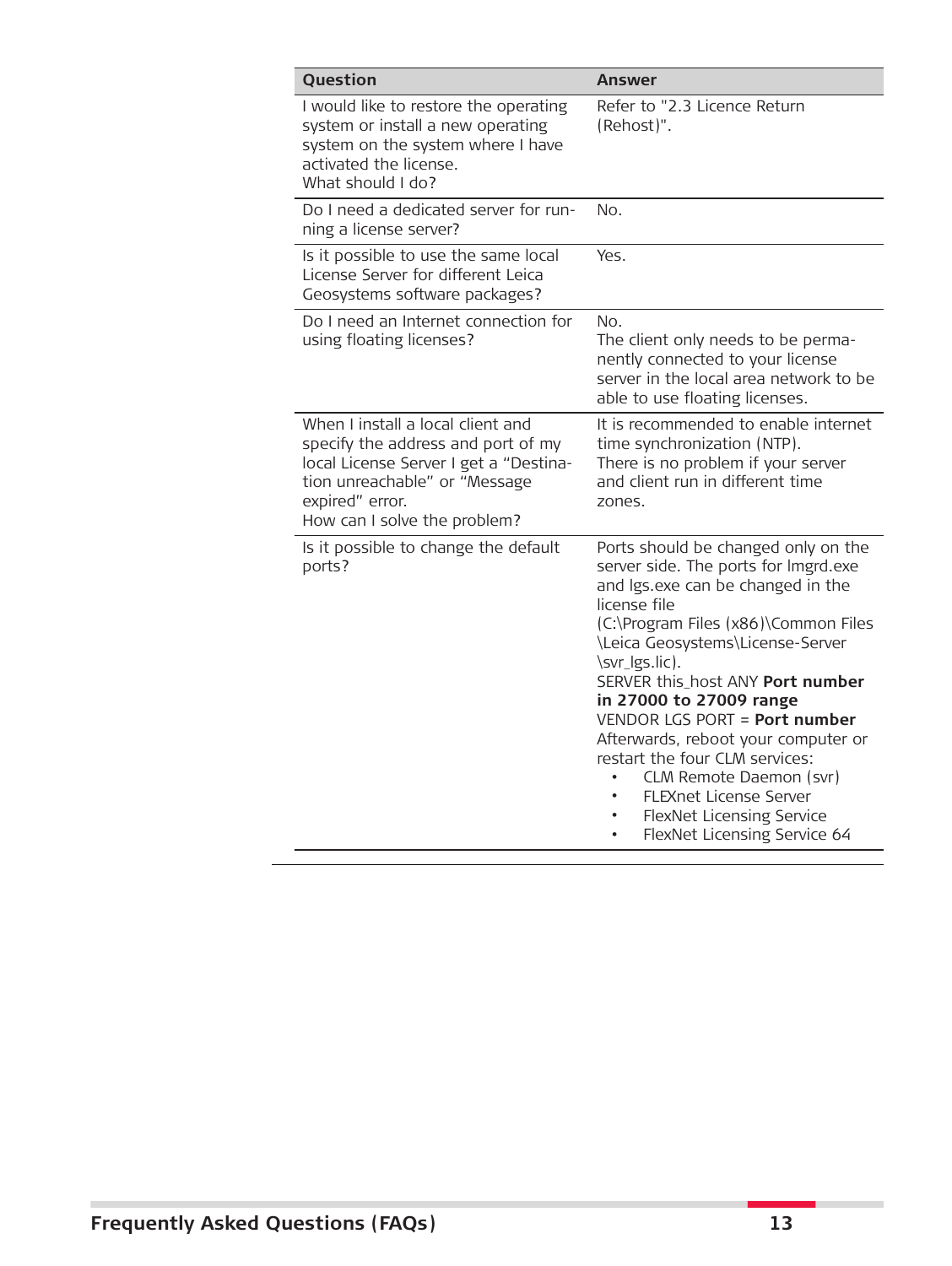| Question | Answer |
| --- | --- |
| I would like to restore the operating system or install a new operating system on the system where I have activated the license.<br>What should I do? | Refer to "2.3 Licence Return (Rehost)". |
| Do I need a dedicated server for running a license server? | No. |
| Is it possible to use the same local License Server for different Leica Geosystems software packages? | Yes. |
| Do I need an Internet connection for using floating licenses? | No.<br>The client only needs to be permanently connected to your license server in the local area network to be able to use floating licenses. |
| When I install a local client and specify the address and port of my local License Server I get a "Destination unreachable" or "Message expired" error.<br>How can I solve the problem? | It is recommended to enable internet time synchronization (NTP).<br>There is no problem if your server and client run in different time zones. |
| Is it possible to change the default ports? | Ports should be changed only on the server side. The ports for lmgrd.exe and lgs.exe can be changed in the license file (C:\Program Files (x86)\Common Files\Leica Geosystems\License-Server\svr_lgs.lic).<br>SERVER this_host ANY **Port number in 27000 to 27009 range**<br>VENDOR LGS PORT = **Port number**<br>Afterwards, reboot your computer or restart the four CLM services:<br>• CLM Remote Daemon (svr)<br>• FLEXnet License Server<br>• FlexNet Licensing Service<br>• FlexNet Licensing Service 64 |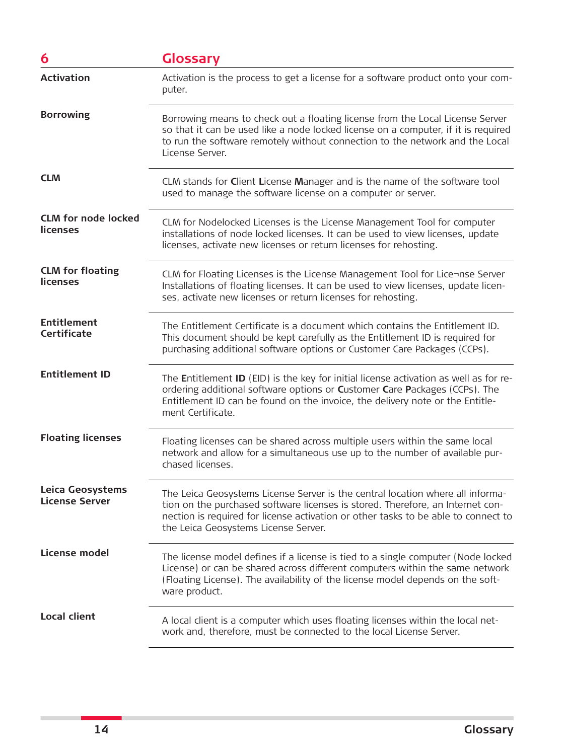# 6 Glossary

| | |
|---|---|
| **Activation** | Activation is the process to get a license for a software product onto your computer. |
| **Borrowing** | Borrowing means to check out a floating license from the Local License Server so that it can be used like a node locked license on a computer, if it is required to run the software remotely without connection to the network and the Local License Server. |
| **CLM** | CLM stands for **C**lient **L**icense **M**anager and is the name of the software tool used to manage the software license on a computer or server. |
| **CLM for node locked licenses** | CLM for Nodelocked Licenses is the License Management Tool for computer installations of node locked licenses. It can be used to view licenses, update licenses, activate new licenses or return licenses for rehosting. |
| **CLM for floating licenses** | CLM for Floating Licenses is the License Management Tool for Lice¬nse Server Installations of floating licenses. It can be used to view licenses, update licenses, activate new licenses or return licenses for rehosting. |
| **Entitlement Certificate** | The Entitlement Certificate is a document which contains the Entitlement ID. This document should be kept carefully as the Entitlement ID is required for purchasing additional software options or Customer Care Packages (CCPs). |
| **Entitlement ID** | The **E**ntitlement **ID** (EID) is the key for initial license activation as well as for re-ordering additional software options or **C**ustomer **C**are **P**ackages (CCPs). The Entitlement ID can be found on the invoice, the delivery note or the Entitlement Certificate. |
| **Floating licenses** | Floating licenses can be shared across multiple users within the same local network and allow for a simultaneous use up to the number of available purchased licenses. |
| **Leica Geosystems License Server** | The Leica Geosystems License Server is the central location where all information on the purchased software licenses is stored. Therefore, an Internet connection is required for license activation or other tasks to be able to connect to the Leica Geosystems License Server. |
| **License model** | The license model defines if a license is tied to a single computer (Node locked License) or can be shared across different computers within the same network (Floating License). The availability of the license model depends on the software product. |
| **Local client** | A local client is a computer which uses floating licenses within the local network and, therefore, must be connected to the local License Server. |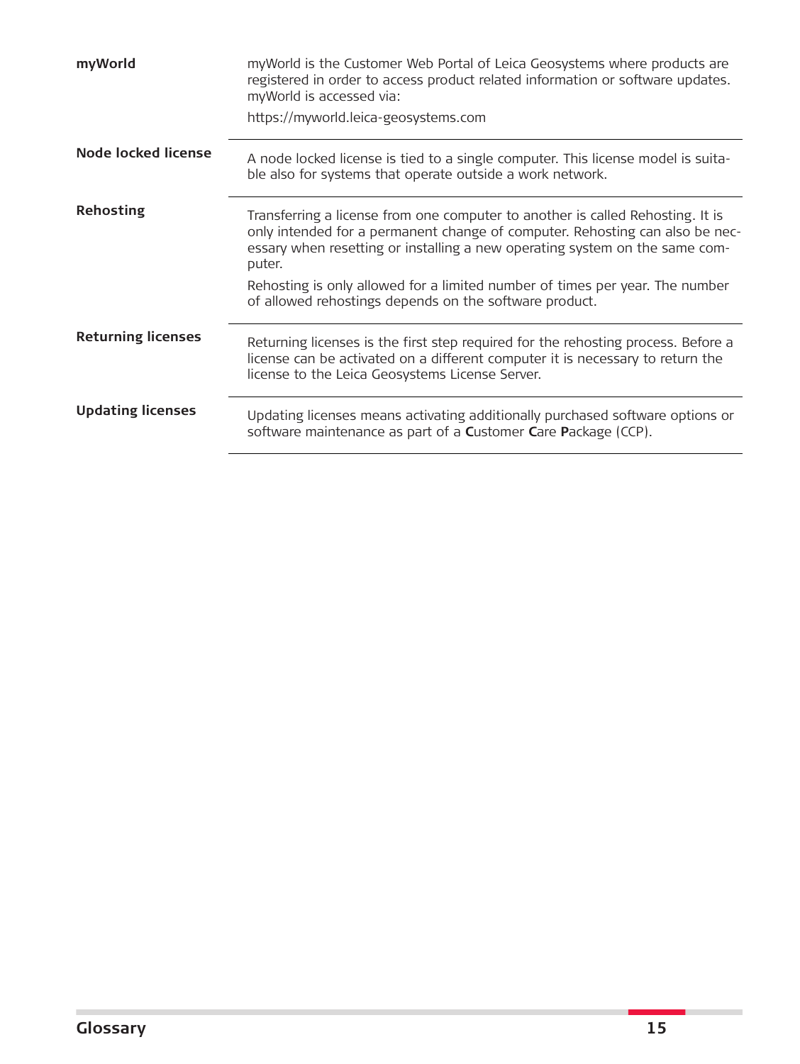| | |
|---|---|
| **myWorld** | myWorld is the Customer Web Portal of Leica Geosystems where products are registered in order to access product related information or software updates. myWorld is accessed via:<br>https://myworld.leica-geosystems.com |
| **Node locked license** | A node locked license is tied to a single computer. This license model is suitable also for systems that operate outside a work network. |
| **Rehosting** | Transferring a license from one computer to another is called Rehosting. It is only intended for a permanent change of computer. Rehosting can also be necessary when resetting or installing a new operating system on the same computer.<br>Rehosting is only allowed for a limited number of times per year. The number of allowed rehostings depends on the software product. |
| **Returning licenses** | Returning licenses is the first step required for the rehosting process. Before a license can be activated on a different computer it is necessary to return the license to the Leica Geosystems License Server. |
| **Updating licenses** | Updating licenses means activating additionally purchased software options or software maintenance as part of a **C**ustomer **C**are **P**ackage (CCP). |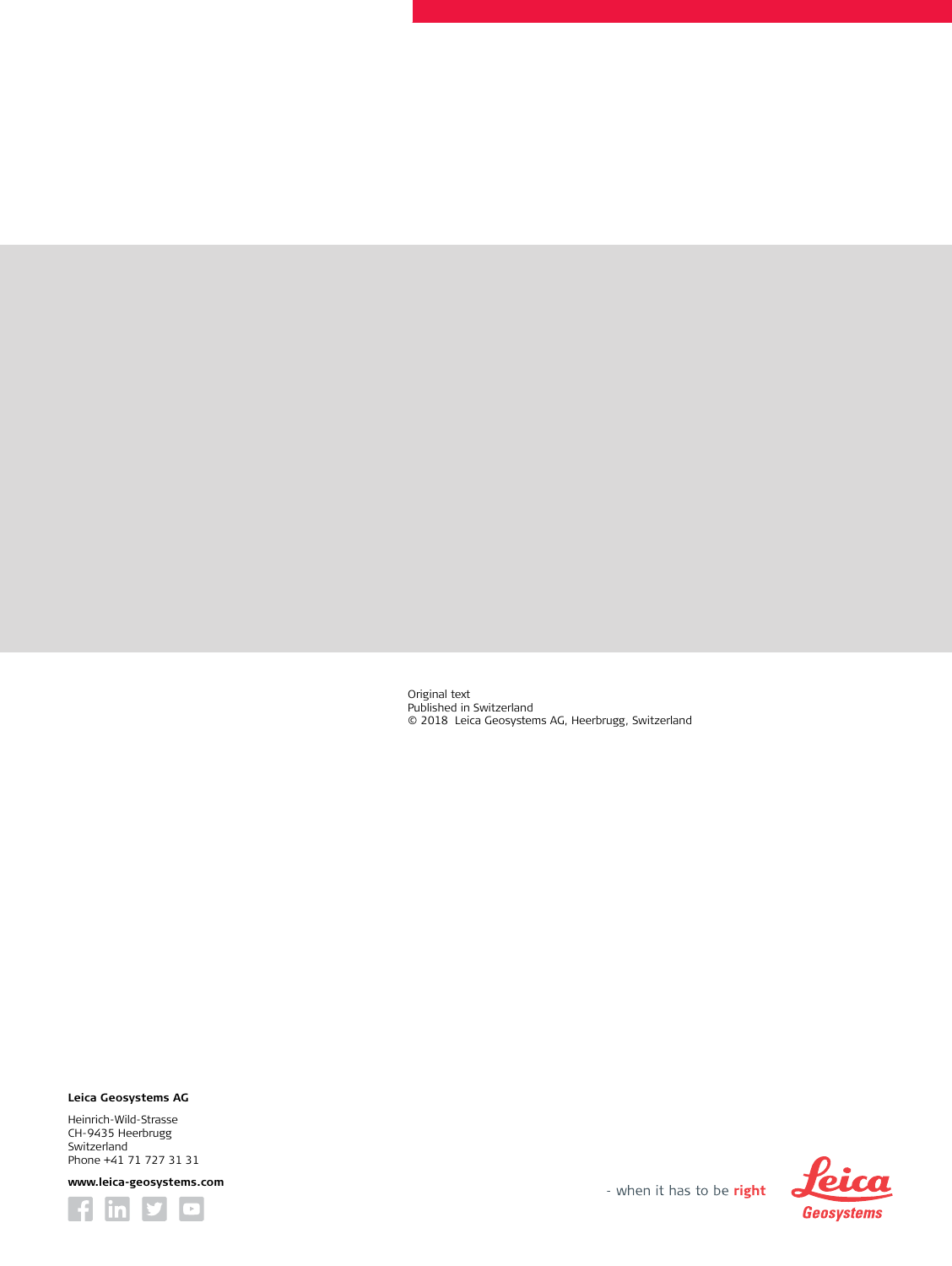Original text
Published in Switzerland
© 2018 Leica Geosystems AG, Heerbrugg, Switzerland

**Leica Geosystems AG**

Heinrich-Wild-Strasse
CH-9435 Heerbrugg
Switzerland
Phone +41 71 727 31 31

**www.leica-geosystems.com**

- when it has to be **right**

Leica Geosystems